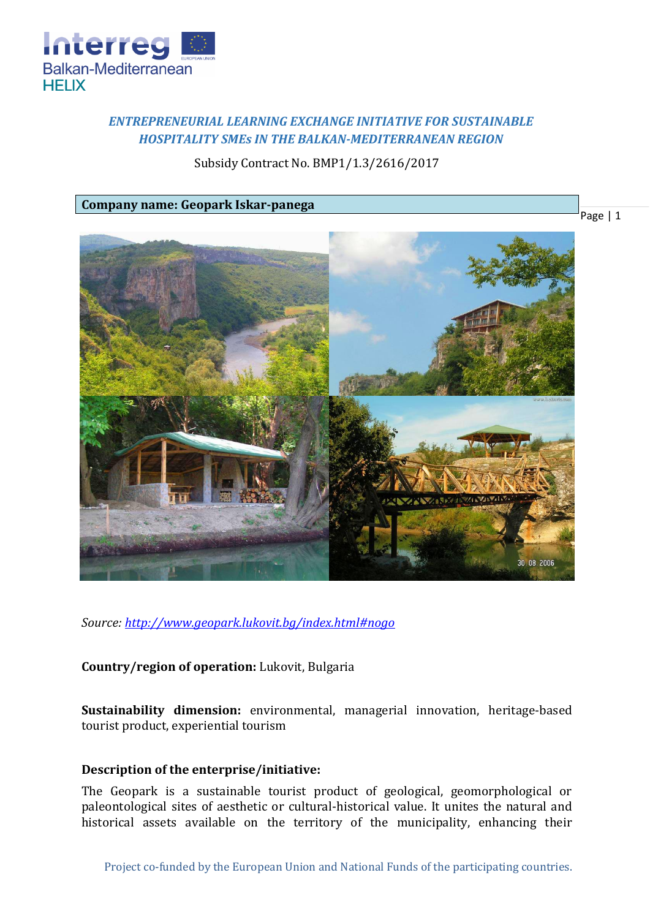*ENTREPRENEURIAL LEARNING EXCHANGE INITIATIVE FOR SUSTAINABLE HOSPITALITY SMEs IN THE BALKAN-MEDITERRANEAN REGION*

Subsidy Contract No. BMP1/1.3/2616/2017

**Company name: Geopark Iskar-panega**

*Source: http://www.geopark.lukovit.bg/index.html#nogo*

**Country/region of operation:** Lukovit, Bulgaria

**Sustainability dimension:** environmental, managerial innovation, heritage-based tourist product, experiential tourism

**Description of the enterprise/initiative:**

The Geopark is a sustainable tourist product of geological, geomorphological or paleontological sites of aesthetic or cultural-historical value. It unites the natural and historical assets available on the territory of the municipality, enhancing their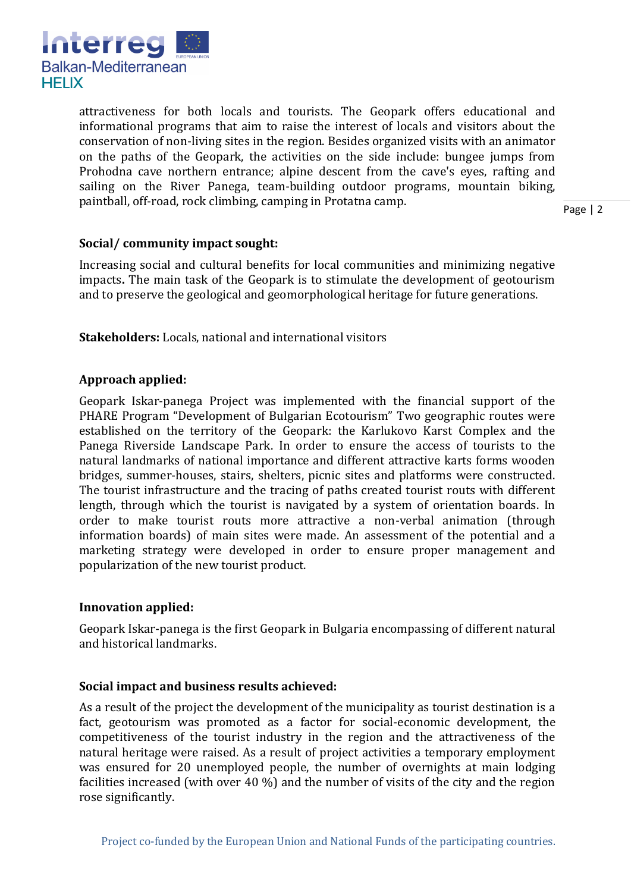attractiveness for both locals and tourists. The Geopark offers educational and informational programs that aim to raise the interest of locals and visitors about the conservation of non-living sites in the region. Besides organized visits with an animator on the paths of the Geopark, the activities on the side include: bungee jumps from Prohodna cave northern entrance; alpine descent from the cave's eyes, rafting and sailing on the River Panega, team-building outdoor programs, mountain biking, paintball, off-road, rock climbing, camping in Protatna camp.

**Social/ community impact sought:**

Increasing social and cultural benefits for local communities and minimizing negative impacts**.** The main task of the Geopark is to stimulate the development of geotourism and to preserve the geological and geomorphological heritage for future generations.

**Stakeholders:** Locals, national and international visitors

**Approach applied:**

Geopark Iskar-panega Project was implemented with the financial support of the PHARE Program "Development of Bulgarian Ecotourism" Two geographic routes were established on the territory of the Geopark: the Karlukovo Karst Complex and the Panega Riverside Landscape Park. In order to ensure the access of tourists to the natural landmarks of national importance and different attractive karts forms wooden bridges, summer-houses, stairs, shelters, picnic sites and platforms were constructed. The tourist infrastructure and the tracing of paths created tourist routs with different length, through which the tourist is navigated by a system of orientation boards. In order to make tourist routs more attractive a non-verbal animation (through information boards) of main sites were made. An assessment of the potential and a marketing strategy were developed in order to ensure proper management and popularization of the new tourist product.

**Innovation applied:**

Geopark Iskar-panega is the first Geopark in Bulgaria encompassing of different natural and historical landmarks.

**Social impact and business results achieved:**

As a result of the project the development of the municipality as tourist destination is a fact, geotourism was promoted as a factor for social-economic development, the competitiveness of the tourist industry in the region and the attractiveness of the natural heritage were raised. As a result of project activities a temporary employment was ensured for 20 unemployed people, the number of overnights at main lodging facilities increased (with over 40 %) and the number of visits of the city and the region rose significantly.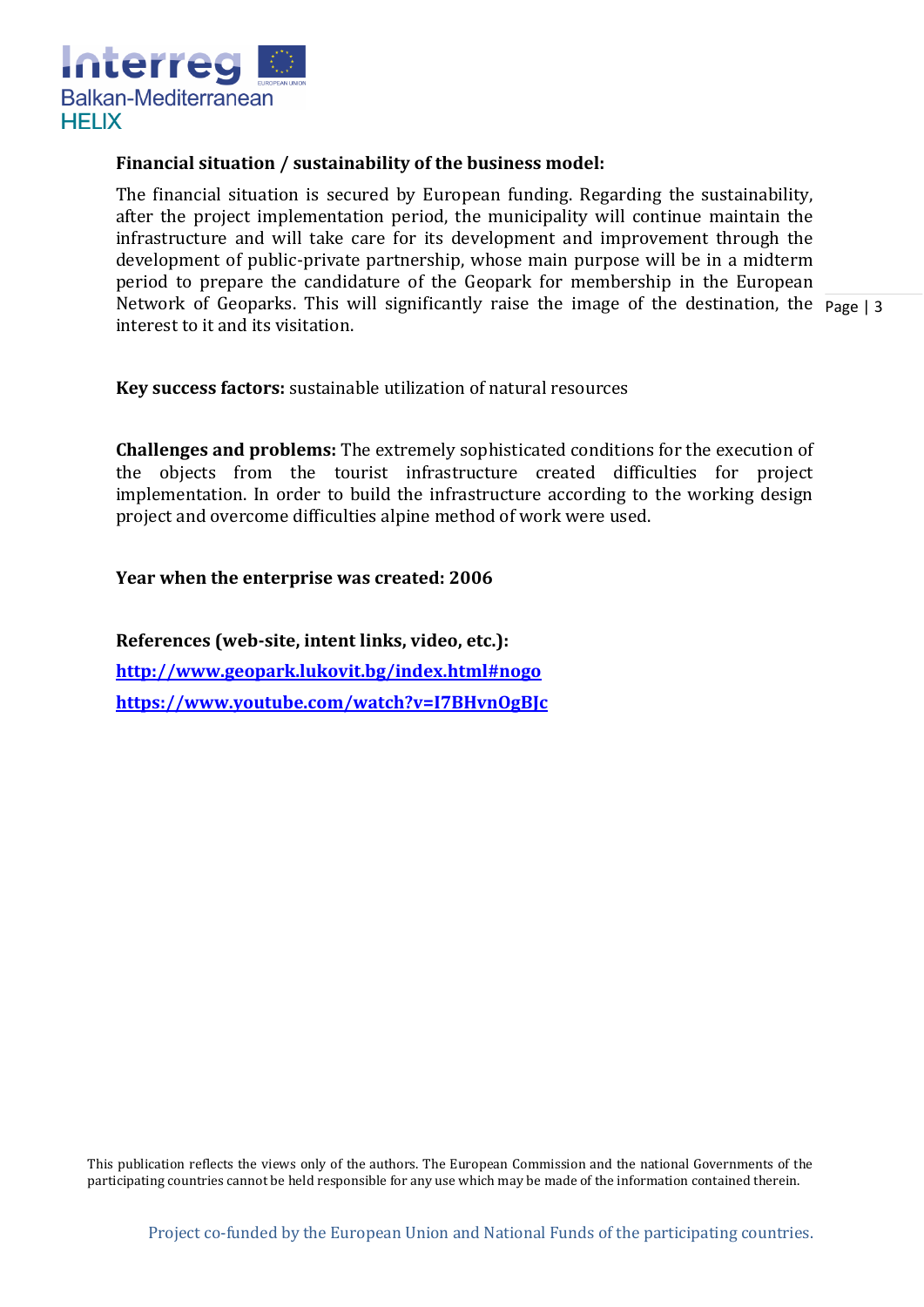**Financial situation / sustainability of the business model:**

The financial situation is secured by European funding. Regarding the sustainability, after the project implementation period, the municipality will continue maintain the infrastructure and will take care for its development and improvement through the development of public-private partnership, whose main purpose will be in a midterm period to prepare the candidature of the Geopark for membership in the European Network of Geoparks. This will significantly raise the image of the destination, the interest to it and its visitation.

**Key success factors:** sustainable utilization of natural resources

**Challenges and problems:** The extremely sophisticated conditions for the execution of the objects from the tourist infrastructure created difficulties for project implementation. In order to build the infrastructure according to the working design project and overcome difficulties alpine method of work were used.

**Year when the enterprise was created: 2006**

**References (web-site, intent links, video, etc.):**

**http://www.geopark.lukovit.bg/index.html#nogo**

**https://www.youtube.com/watch?v=I7BHvnOgBJc**

This publication reflects the views only of the authors. The European Commission and the national Governments of the participating countries cannot be held responsible for any use which may be made of the information contained therein.

Project co-funded by the European Union and National Funds of the participating countries.